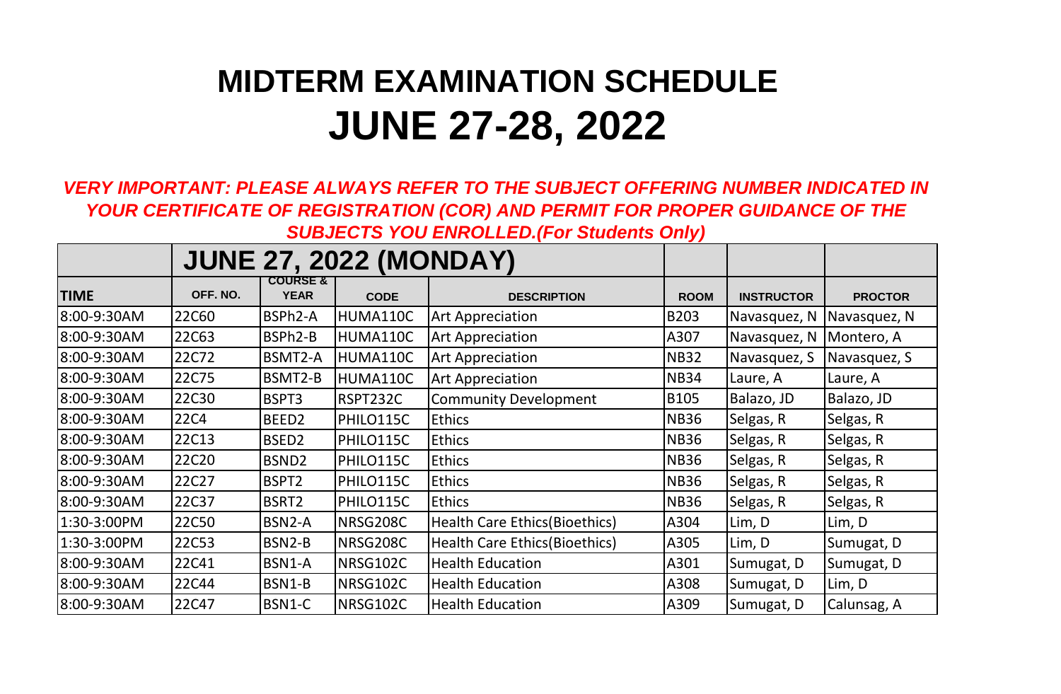# MIDTERM EXAMINATION SCHEDULE
# JUNE 27-28, 2022

***VERY IMPORTANT: PLEASE ALWAYS REFER TO THE SUBJECT OFFERING NUMBER INDICATED IN YOUR CERTIFICATE OF REGISTRATION (COR) AND PERMIT FOR PROPER GUIDANCE OF THE SUBJECTS YOU ENROLLED.(For Students Only)***

| | JUNE 27, 2022 (MONDAY) | | | | | | |
|---|---|---|---|---|---|---|---|
| **TIME** | **OFF. NO.** | **COURSE & YEAR** | **CODE** | **DESCRIPTION** | **ROOM** | **INSTRUCTOR** | **PROCTOR** |
| 8:00-9:30AM | 22C60 | BSPh2-A | HUMA110C | Art Appreciation | B203 | Navasquez, N | Navasquez, N |
| 8:00-9:30AM | 22C63 | BSPh2-B | HUMA110C | Art Appreciation | A307 | Navasquez, N | Montero, A |
| 8:00-9:30AM | 22C72 | BSMT2-A | HUMA110C | Art Appreciation | NB32 | Navasquez, S | Navasquez, S |
| 8:00-9:30AM | 22C75 | BSMT2-B | HUMA110C | Art Appreciation | NB34 | Laure, A | Laure, A |
| 8:00-9:30AM | 22C30 | BSPT3 | RSPT232C | Community Development | B105 | Balazo, JD | Balazo, JD |
| 8:00-9:30AM | 22C4 | BEED2 | PHILO115C | Ethics | NB36 | Selgas, R | Selgas, R |
| 8:00-9:30AM | 22C13 | BSED2 | PHILO115C | Ethics | NB36 | Selgas, R | Selgas, R |
| 8:00-9:30AM | 22C20 | BSND2 | PHILO115C | Ethics | NB36 | Selgas, R | Selgas, R |
| 8:00-9:30AM | 22C27 | BSPT2 | PHILO115C | Ethics | NB36 | Selgas, R | Selgas, R |
| 8:00-9:30AM | 22C37 | BSRT2 | PHILO115C | Ethics | NB36 | Selgas, R | Selgas, R |
| 1:30-3:00PM | 22C50 | BSN2-A | NRSG208C | Health Care Ethics(Bioethics) | A304 | Lim, D | Lim, D |
| 1:30-3:00PM | 22C53 | BSN2-B | NRSG208C | Health Care Ethics(Bioethics) | A305 | Lim, D | Sumugat, D |
| 8:00-9:30AM | 22C41 | BSN1-A | NRSG102C | Health Education | A301 | Sumugat, D | Sumugat, D |
| 8:00-9:30AM | 22C44 | BSN1-B | NRSG102C | Health Education | A308 | Sumugat, D | Lim, D |
| 8:00-9:30AM | 22C47 | BSN1-C | NRSG102C | Health Education | A309 | Sumugat, D | Calunsag, A |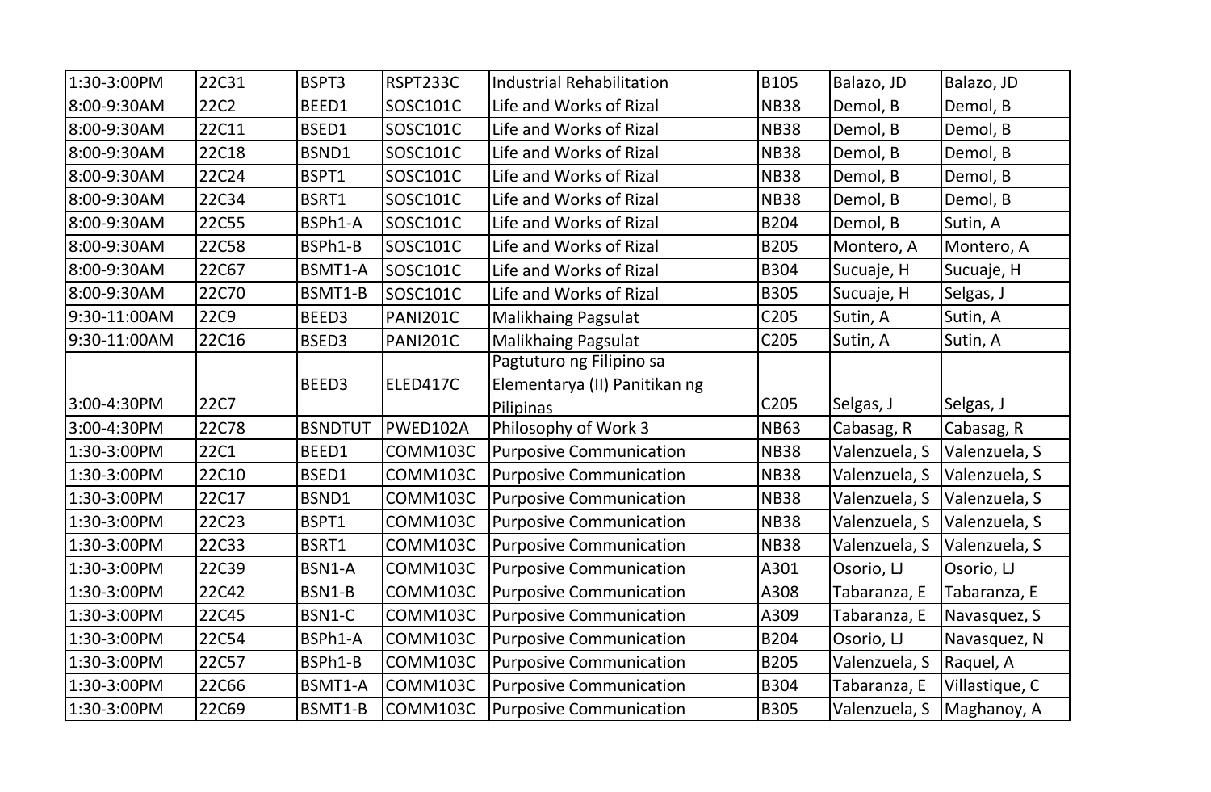| 1:30-3:00PM | 22C31 | BSPT3 | RSPT233C | Industrial Rehabilitation | B105 | Balazo, JD | Balazo, JD |
|---|---|---|---|---|---|---|---|
| 8:00-9:30AM | 22C2 | BEED1 | SOSC101C | Life and Works of Rizal | NB38 | Demol, B | Demol, B |
| 8:00-9:30AM | 22C11 | BSED1 | SOSC101C | Life and Works of Rizal | NB38 | Demol, B | Demol, B |
| 8:00-9:30AM | 22C18 | BSND1 | SOSC101C | Life and Works of Rizal | NB38 | Demol, B | Demol, B |
| 8:00-9:30AM | 22C24 | BSPT1 | SOSC101C | Life and Works of Rizal | NB38 | Demol, B | Demol, B |
| 8:00-9:30AM | 22C34 | BSRT1 | SOSC101C | Life and Works of Rizal | NB38 | Demol, B | Demol, B |
| 8:00-9:30AM | 22C55 | BSPh1-A | SOSC101C | Life and Works of Rizal | B204 | Demol, B | Sutin, A |
| 8:00-9:30AM | 22C58 | BSPh1-B | SOSC101C | Life and Works of Rizal | B205 | Montero, A | Montero, A |
| 8:00-9:30AM | 22C67 | BSMT1-A | SOSC101C | Life and Works of Rizal | B304 | Sucuaje, H | Sucuaje, H |
| 8:00-9:30AM | 22C70 | BSMT1-B | SOSC101C | Life and Works of Rizal | B305 | Sucuaje, H | Selgas, J |
| 9:30-11:00AM | 22C9 | BEED3 | PANI201C | Malikhaing Pagsulat | C205 | Sutin, A | Sutin, A |
| 9:30-11:00AM | 22C16 | BSED3 | PANI201C | Malikhaing Pagsulat | C205 | Sutin, A | Sutin, A |
| 3:00-4:30PM | 22C7 | BEED3 | ELED417C | Pagtuturo ng Filipino sa Elementarya (II) Panitikan ng Pilipinas | C205 | Selgas, J | Selgas, J |
| 3:00-4:30PM | 22C78 | BSNDTUT | PWED102A | Philosophy of Work 3 | NB63 | Cabasag, R | Cabasag, R |
| 1:30-3:00PM | 22C1 | BEED1 | COMM103C | Purposive Communication | NB38 | Valenzuela, S | Valenzuela, S |
| 1:30-3:00PM | 22C10 | BSED1 | COMM103C | Purposive Communication | NB38 | Valenzuela, S | Valenzuela, S |
| 1:30-3:00PM | 22C17 | BSND1 | COMM103C | Purposive Communication | NB38 | Valenzuela, S | Valenzuela, S |
| 1:30-3:00PM | 22C23 | BSPT1 | COMM103C | Purposive Communication | NB38 | Valenzuela, S | Valenzuela, S |
| 1:30-3:00PM | 22C33 | BSRT1 | COMM103C | Purposive Communication | NB38 | Valenzuela, S | Valenzuela, S |
| 1:30-3:00PM | 22C39 | BSN1-A | COMM103C | Purposive Communication | A301 | Osorio, LJ | Osorio, LJ |
| 1:30-3:00PM | 22C42 | BSN1-B | COMM103C | Purposive Communication | A308 | Tabaranza, E | Tabaranza, E |
| 1:30-3:00PM | 22C45 | BSN1-C | COMM103C | Purposive Communication | A309 | Tabaranza, E | Navasquez, S |
| 1:30-3:00PM | 22C54 | BSPh1-A | COMM103C | Purposive Communication | B204 | Osorio, LJ | Navasquez, N |
| 1:30-3:00PM | 22C57 | BSPh1-B | COMM103C | Purposive Communication | B205 | Valenzuela, S | Raquel, A |
| 1:30-3:00PM | 22C66 | BSMT1-A | COMM103C | Purposive Communication | B304 | Tabaranza, E | Villastique, C |
| 1:30-3:00PM | 22C69 | BSMT1-B | COMM103C | Purposive Communication | B305 | Valenzuela, S | Maghanoy, A |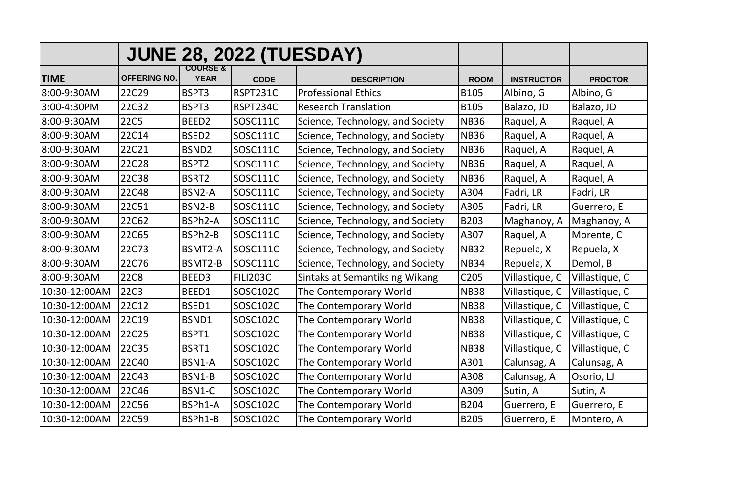| | JUNE 28, 2022 (TUESDAY) | | | | | | |
|---|---|---|---|---|---|---|---|
| TIME | OFFERING NO. | COURSE & YEAR | CODE | DESCRIPTION | ROOM | INSTRUCTOR | PROCTOR |
| 8:00-9:30AM | 22C29 | BSPT3 | RSPT231C | Professional Ethics | B105 | Albino, G | Albino, G |
| 3:00-4:30PM | 22C32 | BSPT3 | RSPT234C | Research Translation | B105 | Balazo, JD | Balazo, JD |
| 8:00-9:30AM | 22C5 | BEED2 | SOSC111C | Science, Technology, and Society | NB36 | Raquel, A | Raquel, A |
| 8:00-9:30AM | 22C14 | BSED2 | SOSC111C | Science, Technology, and Society | NB36 | Raquel, A | Raquel, A |
| 8:00-9:30AM | 22C21 | BSND2 | SOSC111C | Science, Technology, and Society | NB36 | Raquel, A | Raquel, A |
| 8:00-9:30AM | 22C28 | BSPT2 | SOSC111C | Science, Technology, and Society | NB36 | Raquel, A | Raquel, A |
| 8:00-9:30AM | 22C38 | BSRT2 | SOSC111C | Science, Technology, and Society | NB36 | Raquel, A | Raquel, A |
| 8:00-9:30AM | 22C48 | BSN2-A | SOSC111C | Science, Technology, and Society | A304 | Fadri, LR | Fadri, LR |
| 8:00-9:30AM | 22C51 | BSN2-B | SOSC111C | Science, Technology, and Society | A305 | Fadri, LR | Guerrero, E |
| 8:00-9:30AM | 22C62 | BSPh2-A | SOSC111C | Science, Technology, and Society | B203 | Maghanoy, A | Maghanoy, A |
| 8:00-9:30AM | 22C65 | BSPh2-B | SOSC111C | Science, Technology, and Society | A307 | Raquel, A | Morente, C |
| 8:00-9:30AM | 22C73 | BSMT2-A | SOSC111C | Science, Technology, and Society | NB32 | Repuela, X | Repuela, X |
| 8:00-9:30AM | 22C76 | BSMT2-B | SOSC111C | Science, Technology, and Society | NB34 | Repuela, X | Demol, B |
| 8:00-9:30AM | 22C8 | BEED3 | FILI203C | Sintaks at Semantiks ng Wikang | C205 | Villastique, C | Villastique, C |
| 10:30-12:00AM | 22C3 | BEED1 | SOSC102C | The Contemporary World | NB38 | Villastique, C | Villastique, C |
| 10:30-12:00AM | 22C12 | BSED1 | SOSC102C | The Contemporary World | NB38 | Villastique, C | Villastique, C |
| 10:30-12:00AM | 22C19 | BSND1 | SOSC102C | The Contemporary World | NB38 | Villastique, C | Villastique, C |
| 10:30-12:00AM | 22C25 | BSPT1 | SOSC102C | The Contemporary World | NB38 | Villastique, C | Villastique, C |
| 10:30-12:00AM | 22C35 | BSRT1 | SOSC102C | The Contemporary World | NB38 | Villastique, C | Villastique, C |
| 10:30-12:00AM | 22C40 | BSN1-A | SOSC102C | The Contemporary World | A301 | Calunsag, A | Calunsag, A |
| 10:30-12:00AM | 22C43 | BSN1-B | SOSC102C | The Contemporary World | A308 | Calunsag, A | Osorio, LJ |
| 10:30-12:00AM | 22C46 | BSN1-C | SOSC102C | The Contemporary World | A309 | Sutin, A | Sutin, A |
| 10:30-12:00AM | 22C56 | BSPh1-A | SOSC102C | The Contemporary World | B204 | Guerrero, E | Guerrero, E |
| 10:30-12:00AM | 22C59 | BSPh1-B | SOSC102C | The Contemporary World | B205 | Guerrero, E | Montero, A |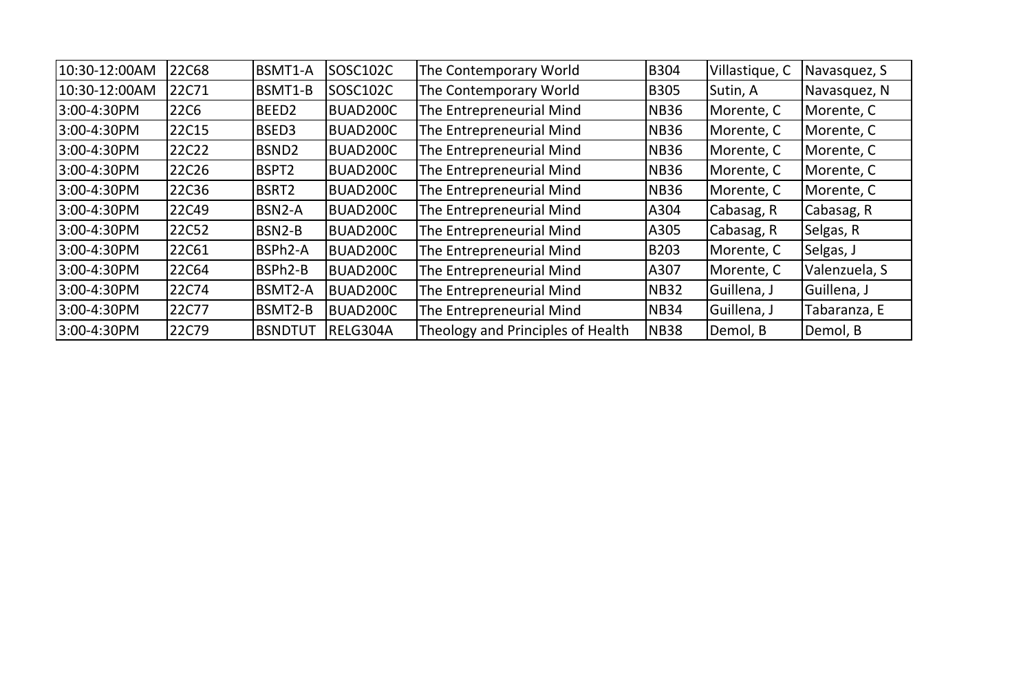| | | | | | | | |
|---|---|---|---|---|---|---|---|
| 10:30-12:00AM | 22C68 | BSMT1-A | SOSC102C | The Contemporary World | B304 | Villastique, C | Navasquez, S |
| 10:30-12:00AM | 22C71 | BSMT1-B | SOSC102C | The Contemporary World | B305 | Sutin, A | Navasquez, N |
| 3:00-4:30PM | 22C6 | BEED2 | BUAD200C | The Entrepreneurial Mind | NB36 | Morente, C | Morente, C |
| 3:00-4:30PM | 22C15 | BSED3 | BUAD200C | The Entrepreneurial Mind | NB36 | Morente, C | Morente, C |
| 3:00-4:30PM | 22C22 | BSND2 | BUAD200C | The Entrepreneurial Mind | NB36 | Morente, C | Morente, C |
| 3:00-4:30PM | 22C26 | BSPT2 | BUAD200C | The Entrepreneurial Mind | NB36 | Morente, C | Morente, C |
| 3:00-4:30PM | 22C36 | BSRT2 | BUAD200C | The Entrepreneurial Mind | NB36 | Morente, C | Morente, C |
| 3:00-4:30PM | 22C49 | BSN2-A | BUAD200C | The Entrepreneurial Mind | A304 | Cabasag, R | Cabasag, R |
| 3:00-4:30PM | 22C52 | BSN2-B | BUAD200C | The Entrepreneurial Mind | A305 | Cabasag, R | Selgas, R |
| 3:00-4:30PM | 22C61 | BSPh2-A | BUAD200C | The Entrepreneurial Mind | B203 | Morente, C | Selgas, J |
| 3:00-4:30PM | 22C64 | BSPh2-B | BUAD200C | The Entrepreneurial Mind | A307 | Morente, C | Valenzuela, S |
| 3:00-4:30PM | 22C74 | BSMT2-A | BUAD200C | The Entrepreneurial Mind | NB32 | Guillena, J | Guillena, J |
| 3:00-4:30PM | 22C77 | BSMT2-B | BUAD200C | The Entrepreneurial Mind | NB34 | Guillena, J | Tabaranza, E |
| 3:00-4:30PM | 22C79 | BSNDTUT | RELG304A | Theology and Principles of Health | NB38 | Demol, B | Demol, B |